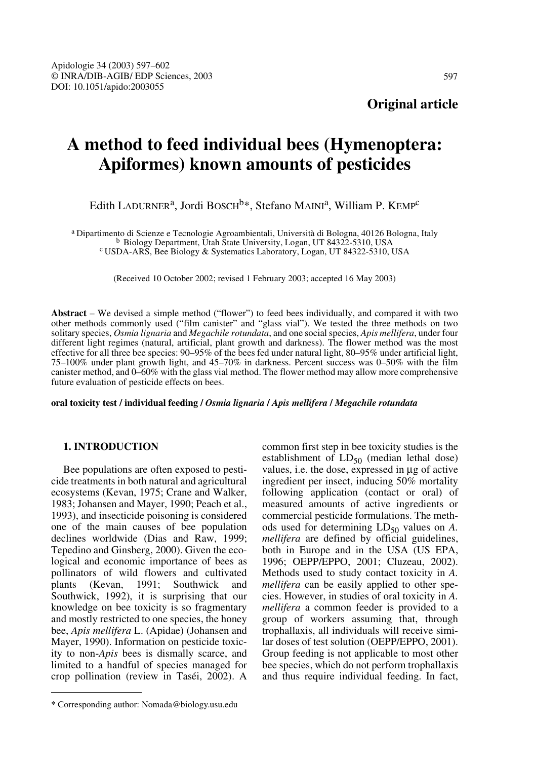**Original article**

# A method to feed individual bees (Hymenoptera: Apiformes) known amounts of pesticides

Edith LADURNER[a], Jordi BOSCH[b]*, Stefano MAINI[a], William P. KEMP[c]

[a] Dipartimento di Scienze e Tecnologie Agroambientali, Università di Bologna, 40126 Bologna, Italy
[b] Biology Department, Utah State University, Logan, UT 84322-5310, USA
[c] USDA-ARS, Bee Biology & Systematics Laboratory, Logan, UT 84322-5310, USA

(Received 10 October 2002; revised 1 February 2003; accepted 16 May 2003)

**Abstract** – We devised a simple method ("flower") to feed bees individually, and compared it with two other methods commonly used ("film canister" and "glass vial"). We tested the three methods on two solitary species, *Osmia lignaria* and *Megachile rotundata*, and one social species, *Apis mellifera*, under four different light regimes (natural, artificial, plant growth and darkness). The flower method was the most effective for all three bee species: 90–95% of the bees fed under natural light, 80–95% under artificial light, 75–100% under plant growth light, and 45–70% in darkness. Percent success was 0–50% with the film canister method, and 0–60% with the glass vial method. The flower method may allow more comprehensive future evaluation of pesticide effects on bees.

**oral toxicity test / individual feeding /** ***Osmia lignaria*** **/** ***Apis mellifera*** **/** ***Megachile rotundata***

## 1. INTRODUCTION

Bee populations are often exposed to pesticide treatments in both natural and agricultural ecosystems (Kevan, 1975; Crane and Walker, 1983; Johansen and Mayer, 1990; Peach et al., 1993), and insecticide poisoning is considered one of the main causes of bee population declines worldwide (Dias and Raw, 1999; Tepedino and Ginsberg, 2000). Given the ecological and economic importance of bees as pollinators of wild flowers and cultivated plants (Kevan, 1991; Southwick and Southwick, 1992), it is surprising that our knowledge on bee toxicity is so fragmentary and mostly restricted to one species, the honey bee, *Apis mellifera* L. (Apidae) (Johansen and Mayer, 1990). Information on pesticide toxicity to non-*Apis* bees is dismally scarce, and limited to a handful of species managed for crop pollination (review in Taséi, 2002). A common first step in bee toxicity studies is the establishment of $LD_{50}$ (median lethal dose) values, i.e. the dose, expressed in µg of active ingredient per insect, inducing 50% mortality following application (contact or oral) of measured amounts of active ingredients or commercial pesticide formulations. The methods used for determining $LD_{50}$ values on *A. mellifera* are defined by official guidelines, both in Europe and in the USA (US EPA, 1996; OEPP/EPPO, 2001; Cluzeau, 2002). Methods used to study contact toxicity in *A. mellifera* can be easily applied to other species. However, in studies of oral toxicity in *A. mellifera* a common feeder is provided to a group of workers assuming that, through trophallaxis, all individuals will receive similar doses of test solution (OEPP/EPPO, 2001). Group feeding is not applicable to most other bee species, which do not perform trophallaxis and thus require individual feeding. In fact,

* Corresponding author: Nomada@biology.usu.edu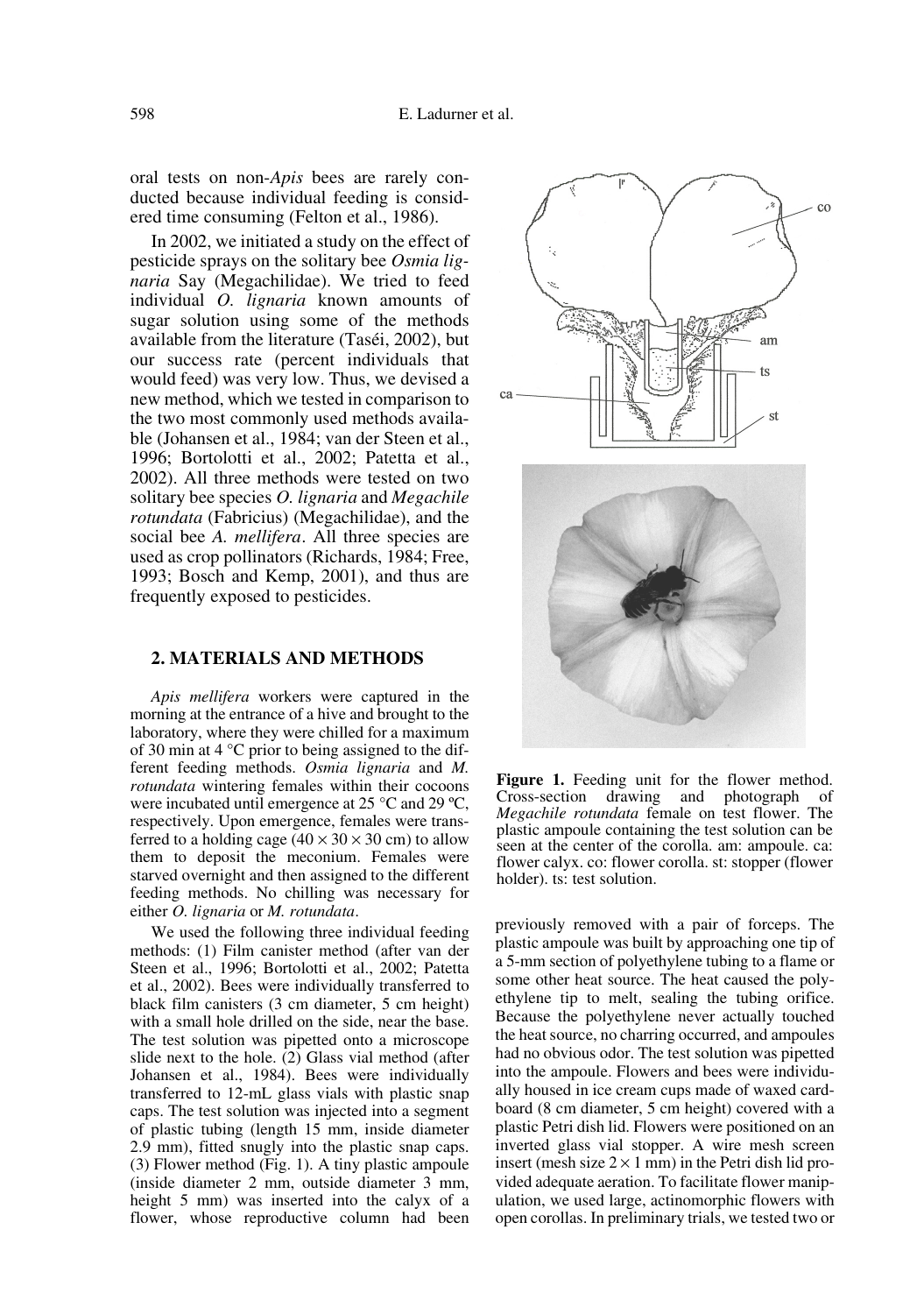oral tests on non-*Apis* bees are rarely conducted because individual feeding is considered time consuming (Felton et al., 1986).

In 2002, we initiated a study on the effect of pesticide sprays on the solitary bee *Osmia lignaria* Say (Megachilidae). We tried to feed individual *O. lignaria* known amounts of sugar solution using some of the methods available from the literature (Taséi, 2002), but our success rate (percent individuals that would feed) was very low. Thus, we devised a new method, which we tested in comparison to the two most commonly used methods available (Johansen et al., 1984; van der Steen et al., 1996; Bortolotti et al., 2002; Patetta et al., 2002). All three methods were tested on two solitary bee species *O. lignaria* and *Megachile rotundata* (Fabricius) (Megachilidae), and the social bee *A. mellifera*. All three species are used as crop pollinators (Richards, 1984; Free, 1993; Bosch and Kemp, 2001), and thus are frequently exposed to pesticides.

## 2. MATERIALS AND METHODS

*Apis mellifera* workers were captured in the morning at the entrance of a hive and brought to the laboratory, where they were chilled for a maximum of 30 min at 4 °C prior to being assigned to the different feeding methods. *Osmia lignaria* and *M. rotundata* wintering females within their cocoons were incubated until emergence at 25 °C and 29 ºC, respectively. Upon emergence, females were transferred to a holding cage (40 × 30 × 30 cm) to allow them to deposit the meconium. Females were starved overnight and then assigned to the different feeding methods. No chilling was necessary for either *O. lignaria* or *M. rotundata*.

We used the following three individual feeding methods: (1) Film canister method (after van der Steen et al., 1996; Bortolotti et al., 2002; Patetta et al., 2002). Bees were individually transferred to black film canisters (3 cm diameter, 5 cm height) with a small hole drilled on the side, near the base. The test solution was pipetted onto a microscope slide next to the hole. (2) Glass vial method (after Johansen et al., 1984). Bees were individually transferred to 12-mL glass vials with plastic snap caps. The test solution was injected into a segment of plastic tubing (length 15 mm, inside diameter 2.9 mm), fitted snugly into the plastic snap caps. (3) Flower method (Fig. 1). A tiny plastic ampoule (inside diameter 2 mm, outside diameter 3 mm, height 5 mm) was inserted into the calyx of a flower, whose reproductive column had been previously removed with a pair of forceps. The plastic ampoule was built by approaching one tip of a 5-mm section of polyethylene tubing to a flame or some other heat source. The heat caused the polyethylene tip to melt, sealing the tubing orifice. Because the polyethylene never actually touched the heat source, no charring occurred, and ampoules had no obvious odor. The test solution was pipetted into the ampoule. Flowers and bees were individually housed in ice cream cups made of waxed cardboard (8 cm diameter, 5 cm height) covered with a plastic Petri dish lid. Flowers were positioned on an inverted glass vial stopper. A wire mesh screen insert (mesh size 2 × 1 mm) in the Petri dish lid provided adequate aeration. To facilitate flower manipulation, we used large, actinomorphic flowers with open corollas. In preliminary trials, we tested two or

**Figure 1.** Feeding unit for the flower method. Cross-section drawing and photograph of *Megachile rotundata* female on test flower. The plastic ampoule containing the test solution can be seen at the center of the corolla. am: ampoule. ca: flower calyx. co: flower corolla. st: stopper (flower holder). ts: test solution.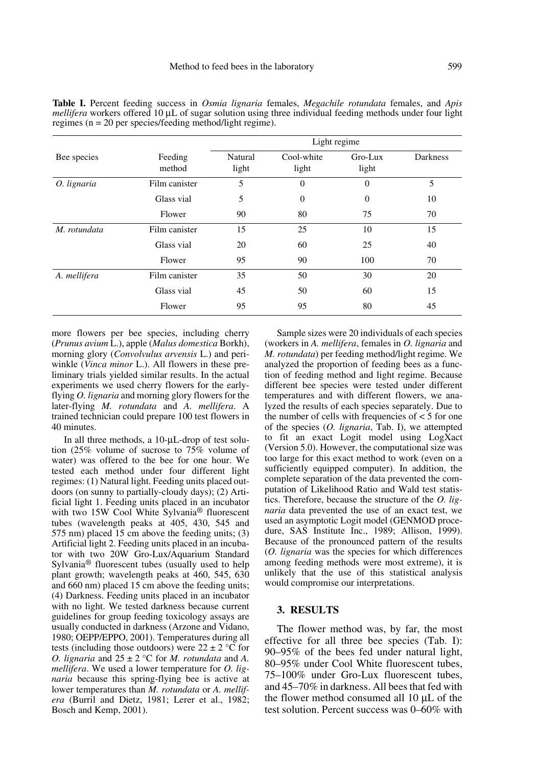**Table I.** Percent feeding success in *Osmia lignaria* females, *Megachile rotundata* females, and *Apis mellifera* workers offered 10 μL of sugar solution using three individual feeding methods under four light regimes (n = 20 per species/feeding method/light regime).

| Bee species | Feeding method | Light regime | | | |
|---|---|---|---|---|---|
| | | Natural light | Cool-white light | Gro-Lux light | Darkness |
| *O. lignaria* | Film canister | 5 | 0 | 0 | 5 |
| | Glass vial | 5 | 0 | 0 | 10 |
| | Flower | 90 | 80 | 75 | 70 |
| *M. rotundata* | Film canister | 15 | 25 | 10 | 15 |
| | Glass vial | 20 | 60 | 25 | 40 |
| | Flower | 95 | 90 | 100 | 70 |
| *A. mellifera* | Film canister | 35 | 50 | 30 | 20 |
| | Glass vial | 45 | 50 | 60 | 15 |
| | Flower | 95 | 95 | 80 | 45 |

more flowers per bee species, including cherry (*Prunus avium* L.), apple (*Malus domestica* Borkh), morning glory (*Convolvulus arvensis* L.) and periwinkle (*Vinca minor* L.). All flowers in these preliminary trials yielded similar results. In the actual experiments we used cherry flowers for the early-flying *O. lignaria* and morning glory flowers for the later-flying *M. rotundata* and *A. mellifera*. A trained technician could prepare 100 test flowers in 40 minutes.

In all three methods, a 10-μL-drop of test solution (25% volume of sucrose to 75% volume of water) was offered to the bee for one hour. We tested each method under four different light regimes: (1) Natural light. Feeding units placed outdoors (on sunny to partially-cloudy days); (2) Artificial light 1. Feeding units placed in an incubator with two 15W Cool White Sylvania® fluorescent tubes (wavelength peaks at 405, 430, 545 and 575 nm) placed 15 cm above the feeding units; (3) Artificial light 2. Feeding units placed in an incubator with two 20W Gro-Lux/Aquarium Standard Sylvania® fluorescent tubes (usually used to help plant growth; wavelength peaks at 460, 545, 630 and 660 nm) placed 15 cm above the feeding units; (4) Darkness. Feeding units placed in an incubator with no light. We tested darkness because current guidelines for group feeding toxicology assays are usually conducted in darkness (Arzone and Vidano, 1980; OEPP/EPPO, 2001). Temperatures during all tests (including those outdoors) were 22 ± 2 °C for *O. lignaria* and 25 ± 2 °C for *M. rotundata* and *A. mellifera*. We used a lower temperature for *O. lignaria* because this spring-flying bee is active at lower temperatures than *M. rotundata* or *A. mellifera* (Burril and Dietz, 1981; Lerer et al., 1982; Bosch and Kemp, 2001).

Sample sizes were 20 individuals of each species (workers in *A. mellifera*, females in *O. lignaria* and *M. rotundata*) per feeding method/light regime. We analyzed the proportion of feeding bees as a function of feeding method and light regime. Because different bee species were tested under different temperatures and with different flowers, we analyzed the results of each species separately. Due to the number of cells with frequencies of < 5 for one of the species (*O. lignaria*, Tab. I), we attempted to fit an exact Logit model using LogXact (Version 5.0). However, the computational size was too large for this exact method to work (even on a sufficiently equipped computer). In addition, the complete separation of the data prevented the computation of Likelihood Ratio and Wald test statistics. Therefore, because the structure of the *O. lignaria* data prevented the use of an exact test, we used an asymptotic Logit model (GENMOD procedure, SAS Institute Inc., 1989; Allison, 1999). Because of the pronounced pattern of the results (*O. lignaria* was the species for which differences among feeding methods were most extreme), it is unlikely that the use of this statistical analysis would compromise our interpretations.

## 3. RESULTS

The flower method was, by far, the most effective for all three bee species (Tab. I): 90–95% of the bees fed under natural light, 80–95% under Cool White fluorescent tubes, 75–100% under Gro-Lux fluorescent tubes, and 45–70% in darkness. All bees that fed with the flower method consumed all 10 μL of the test solution. Percent success was 0–60% with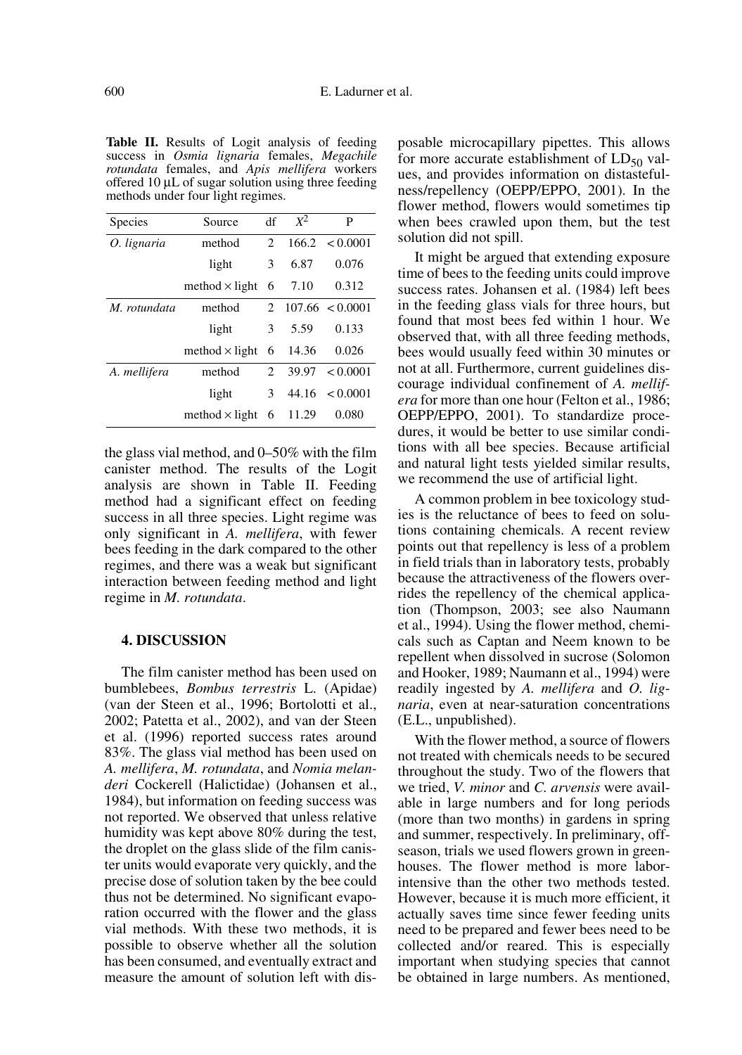**Table II.** Results of Logit analysis of feeding success in *Osmia lignaria* females, *Megachile rotundata* females, and *Apis mellifera* workers offered 10 µL of sugar solution using three feeding methods under four light regimes.

| Species | Source | df | $X^2$ | P |
|---|---|---|---|---|
| *O. lignaria* | method | 2 | 166.2 | < 0.0001 |
| | light | 3 | 6.87 | 0.076 |
| | method × light | 6 | 7.10 | 0.312 |
| *M. rotundata* | method | 2 | 107.66 | < 0.0001 |
| | light | 3 | 5.59 | 0.133 |
| | method × light | 6 | 14.36 | 0.026 |
| *A. mellifera* | method | 2 | 39.97 | < 0.0001 |
| | light | 3 | 44.16 | < 0.0001 |
| | method × light | 6 | 11.29 | 0.080 |

the glass vial method, and 0–50% with the film canister method. The results of the Logit analysis are shown in Table II. Feeding method had a significant effect on feeding success in all three species. Light regime was only significant in *A. mellifera*, with fewer bees feeding in the dark compared to the other regimes, and there was a weak but significant interaction between feeding method and light regime in *M. rotundata*.

## 4. DISCUSSION

The film canister method has been used on bumblebees, *Bombus terrestris* L. (Apidae) (van der Steen et al., 1996; Bortolotti et al., 2002; Patetta et al., 2002), and van der Steen et al. (1996) reported success rates around 83%. The glass vial method has been used on *A. mellifera*, *M. rotundata*, and *Nomia melanderi* Cockerell (Halictidae) (Johansen et al., 1984), but information on feeding success was not reported. We observed that unless relative humidity was kept above 80% during the test, the droplet on the glass slide of the film canister units would evaporate very quickly, and the precise dose of solution taken by the bee could thus not be determined. No significant evaporation occurred with the flower and the glass vial methods. With these two methods, it is possible to observe whether all the solution has been consumed, and eventually extract and measure the amount of solution left with disposable microcapillary pipettes. This allows for more accurate establishment of $LD_{50}$ values, and provides information on distastefulness/repellency (OEPP/EPPO, 2001). In the flower method, flowers would sometimes tip when bees crawled upon them, but the test solution did not spill.

It might be argued that extending exposure time of bees to the feeding units could improve success rates. Johansen et al. (1984) left bees in the feeding glass vials for three hours, but found that most bees fed within 1 hour. We observed that, with all three feeding methods, bees would usually feed within 30 minutes or not at all. Furthermore, current guidelines discourage individual confinement of *A. mellifera* for more than one hour (Felton et al., 1986; OEPP/EPPO, 2001). To standardize procedures, it would be better to use similar conditions with all bee species. Because artificial and natural light tests yielded similar results, we recommend the use of artificial light.

A common problem in bee toxicology studies is the reluctance of bees to feed on solutions containing chemicals. A recent review points out that repellency is less of a problem in field trials than in laboratory tests, probably because the attractiveness of the flowers overrides the repellency of the chemical application (Thompson, 2003; see also Naumann et al., 1994). Using the flower method, chemicals such as Captan and Neem known to be repellent when dissolved in sucrose (Solomon and Hooker, 1989; Naumann et al., 1994) were readily ingested by *A. mellifera* and *O. lignaria*, even at near-saturation concentrations (E.L., unpublished).

With the flower method, a source of flowers not treated with chemicals needs to be secured throughout the study. Two of the flowers that we tried, *V. minor* and *C. arvensis* were available in large numbers and for long periods (more than two months) in gardens in spring and summer, respectively. In preliminary, off-season, trials we used flowers grown in greenhouses. The flower method is more labor-intensive than the other two methods tested. However, because it is much more efficient, it actually saves time since fewer feeding units need to be prepared and fewer bees need to be collected and/or reared. This is especially important when studying species that cannot be obtained in large numbers. As mentioned,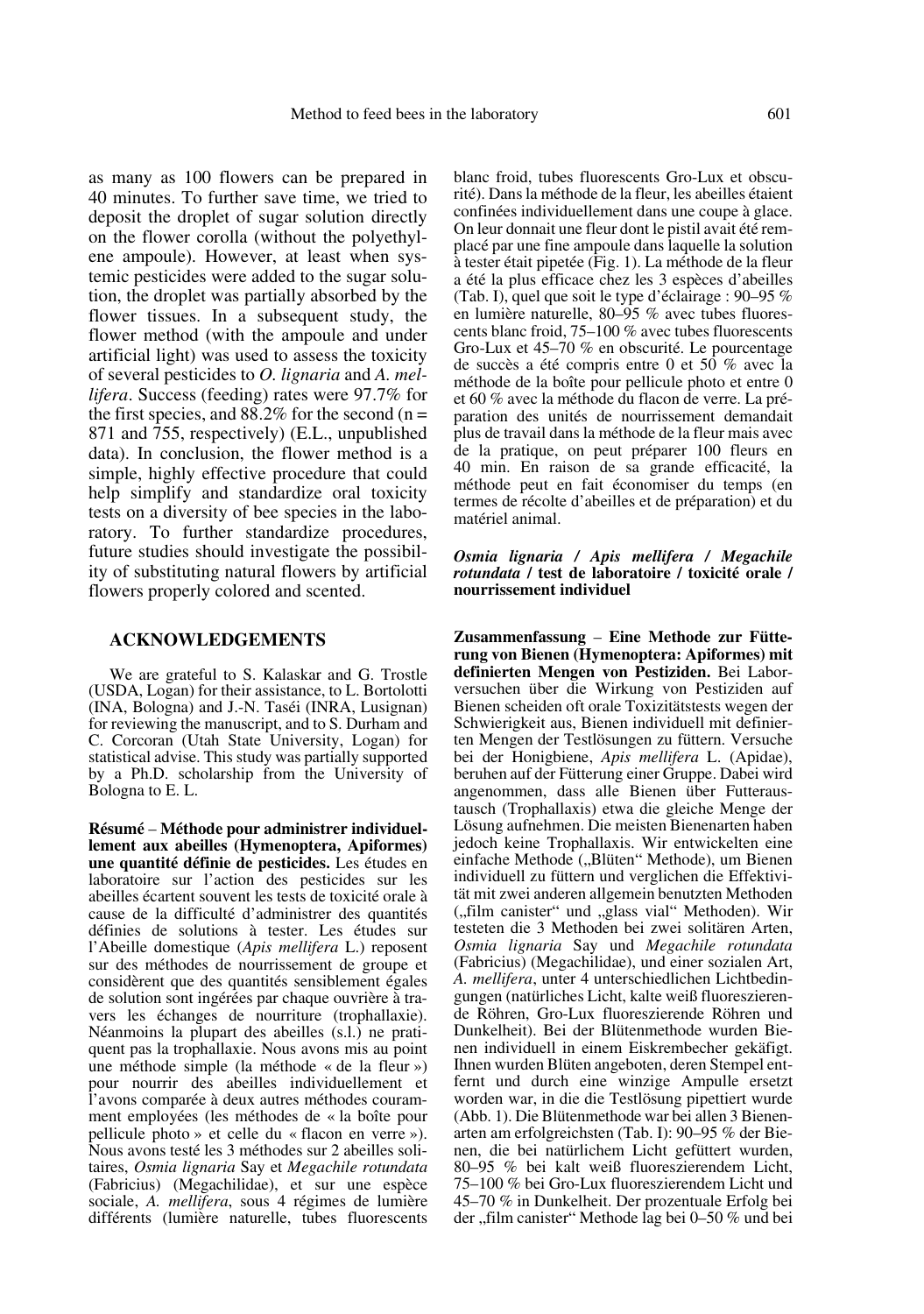as many as 100 flowers can be prepared in 40 minutes. To further save time, we tried to deposit the droplet of sugar solution directly on the flower corolla (without the polyethylene ampoule). However, at least when systemic pesticides were added to the sugar solution, the droplet was partially absorbed by the flower tissues. In a subsequent study, the flower method (with the ampoule and under artificial light) was used to assess the toxicity of several pesticides to *O. lignaria* and *A. mellifera*. Success (feeding) rates were 97.7% for the first species, and 88.2% for the second (n = 871 and 755, respectively) (E.L., unpublished data). In conclusion, the flower method is a simple, highly effective procedure that could help simplify and standardize oral toxicity tests on a diversity of bee species in the laboratory. To further standardize procedures, future studies should investigate the possibility of substituting natural flowers by artificial flowers properly colored and scented.

## ACKNOWLEDGEMENTS

We are grateful to S. Kalaskar and G. Trostle (USDA, Logan) for their assistance, to L. Bortolotti (INA, Bologna) and J.-N. Taséi (INRA, Lusignan) for reviewing the manuscript, and to S. Durham and C. Corcoran (Utah State University, Logan) for statistical advise. This study was partially supported by a Ph.D. scholarship from the University of Bologna to E. L.

**Résumé** – **Méthode pour administrer individuellement aux abeilles (Hymenoptera, Apiformes) une quantité définie de pesticides.** Les études en laboratoire sur l'action des pesticides sur les abeilles écartent souvent les tests de toxicité orale à cause de la difficulté d'administrer des quantités définies de solutions à tester. Les études sur l'Abeille domestique (*Apis mellifera* L.) reposent sur des méthodes de nourrissement de groupe et considèrent que des quantités sensiblement égales de solution sont ingérées par chaque ouvrière à travers les échanges de nourriture (trophallaxie). Néanmoins la plupart des abeilles (s.l.) ne pratiquent pas la trophallaxie. Nous avons mis au point une méthode simple (la méthode « de la fleur ») pour nourrir des abeilles individuellement et l'avons comparée à deux autres méthodes couramment employées (les méthodes de « la boîte pour pellicule photo » et celle du « flacon en verre »). Nous avons testé les 3 méthodes sur 2 abeilles solitaires, *Osmia lignaria* Say et *Megachile rotundata* (Fabricius) (Megachilidae), et sur une espèce sociale, *A. mellifera*, sous 4 régimes de lumière différents (lumière naturelle, tubes fluorescents blanc froid, tubes fluorescents Gro-Lux et obscurité). Dans la méthode de la fleur, les abeilles étaient confinées individuellement dans une coupe à glace. On leur donnait une fleur dont le pistil avait été remplacé par une fine ampoule dans laquelle la solution à tester était pipetée (Fig. 1). La méthode de la fleur a été la plus efficace chez les 3 espèces d'abeilles (Tab. I), quel que soit le type d'éclairage : 90–95 % en lumière naturelle, 80–95 % avec tubes fluorescents blanc froid, 75–100 % avec tubes fluorescents Gro-Lux et 45–70 % en obscurité. Le pourcentage de succès a été compris entre 0 et 50 % avec la méthode de la boîte pour pellicule photo et entre 0 et 60 % avec la méthode du flacon de verre. La préparation des unités de nourrissement demandait plus de travail dans la méthode de la fleur mais avec de la pratique, on peut préparer 100 fleurs en 40 min. En raison de sa grande efficacité, la méthode peut en fait économiser du temps (en termes de récolte d'abeilles et de préparation) et du matériel animal.

***Osmia lignaria / Apis mellifera / Megachile rotundata* / test de laboratoire / toxicité orale / nourrissement individuel**

**Zusammenfassung** – **Eine Methode zur Fütterung von Bienen (Hymenoptera: Apiformes) mit definierten Mengen von Pestiziden.** Bei Laborversuchen über die Wirkung von Pestiziden auf Bienen scheiden oft orale Toxizitätstests wegen der Schwierigkeit aus, Bienen individuell mit definierten Mengen der Testlösungen zu füttern. Versuche bei der Honigbiene, *Apis mellifera* L. (Apidae), beruhen auf der Fütterung einer Gruppe. Dabei wird angenommen, dass alle Bienen über Futteraustausch (Trophallaxis) etwa die gleiche Menge der Lösung aufnehmen. Die meisten Bienenarten haben jedoch keine Trophallaxis. Wir entwickelten eine einfache Methode („Blüten" Methode), um Bienen individuell zu füttern und verglichen die Effektivität mit zwei anderen allgemein benutzten Methoden („film canister" und „glass vial" Methoden). Wir testeten die 3 Methoden bei zwei solitären Arten, *Osmia lignaria* Say und *Megachile rotundata* (Fabricius) (Megachilidae), und einer sozialen Art, *A. mellifera*, unter 4 unterschiedlichen Lichtbedingungen (natürliches Licht, kalte weiß fluoreszierende Röhren, Gro-Lux fluoreszierende Röhren und Dunkelheit). Bei der Blütenmethode wurden Bienen individuell in einem Eiskrembecher gekäfigt. Ihnen wurden Blüten angeboten, deren Stempel entfernt und durch eine winzige Ampulle ersetzt worden war, in die die Testlösung pipettiert wurde (Abb. 1). Die Blütenmethode war bei allen 3 Bienenarten am erfolgreichsten (Tab. I): 90–95 % der Bienen, die bei natürlichem Licht gefüttert wurden, 80–95 % bei kalt weiß fluoreszierendem Licht, 75–100 % bei Gro-Lux fluoreszierendem Licht und 45–70 % in Dunkelheit. Der prozentuale Erfolg bei der „film canister" Methode lag bei 0–50 % und bei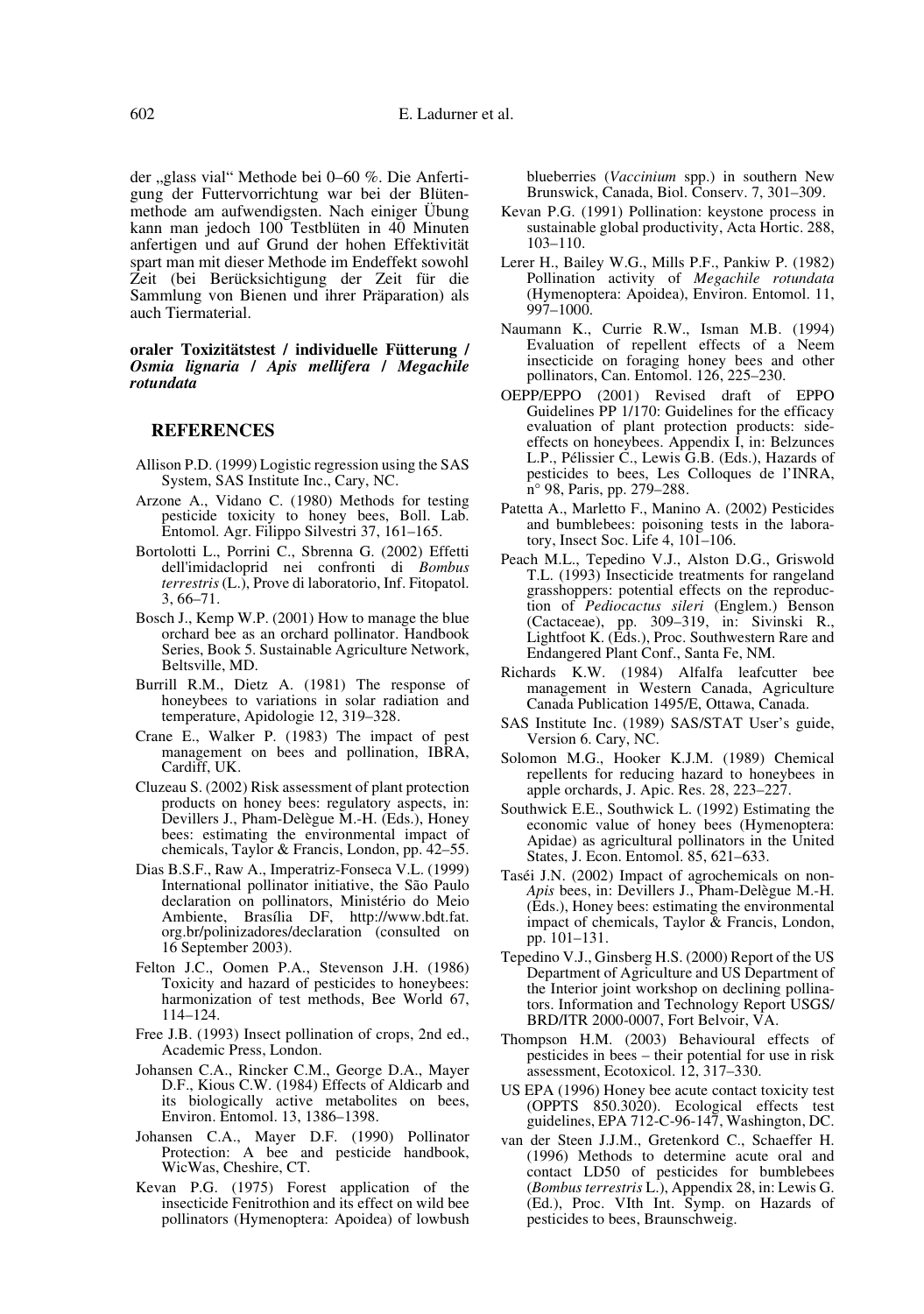der „glass vial“ Methode bei 0–60 %. Die Anfertigung der Futtervorrichtung war bei der Blütenmethode am aufwendigsten. Nach einiger Übung kann man jedoch 100 Testblüten in 40 Minuten anfertigen und auf Grund der hohen Effektivität spart man mit dieser Methode im Endeffekt sowohl Zeit (bei Berücksichtigung der Zeit für die Sammlung von Bienen und ihrer Präparation) als auch Tiermaterial.

**oraler Toxizitätstest / individuelle Fütterung / *Osmia lignaria* / *Apis mellifera* / *Megachile rotundata***

## REFERENCES

Allison P.D. (1999) Logistic regression using the SAS System, SAS Institute Inc., Cary, NC.

Arzone A., Vidano C. (1980) Methods for testing pesticide toxicity to honey bees, Boll. Lab. Entomol. Agr. Filippo Silvestri 37, 161–165.

Bortolotti L., Porrini C., Sbrenna G. (2002) Effetti dell'imidacloprid nei confronti di *Bombus terrestris* (L.), Prove di laboratorio, Inf. Fitopatol. 3, 66–71.

Bosch J., Kemp W.P. (2001) How to manage the blue orchard bee as an orchard pollinator. Handbook Series, Book 5. Sustainable Agriculture Network, Beltsville, MD.

Burrill R.M., Dietz A. (1981) The response of honeybees to variations in solar radiation and temperature, Apidologie 12, 319–328.

Crane E., Walker P. (1983) The impact of pest management on bees and pollination, IBRA, Cardiff, UK.

Cluzeau S. (2002) Risk assessment of plant protection products on honey bees: regulatory aspects, in: Devillers J., Pham-Delègue M.-H. (Eds.), Honey bees: estimating the environmental impact of chemicals, Taylor & Francis, London, pp. 42–55.

Dias B.S.F., Raw A., Imperatriz-Fonseca V.L. (1999) International pollinator initiative, the São Paulo declaration on pollinators, Ministério do Meio Ambiente, Brasília DF, http://www.bdt.fat.org.br/polinizadores/declaration (consulted on 16 September 2003).

Felton J.C., Oomen P.A., Stevenson J.H. (1986) Toxicity and hazard of pesticides to honeybees: harmonization of test methods, Bee World 67, 114–124.

Free J.B. (1993) Insect pollination of crops, 2nd ed., Academic Press, London.

Johansen C.A., Rincker C.M., George D.A., Mayer D.F., Kious C.W. (1984) Effects of Aldicarb and its biologically active metabolites on bees, Environ. Entomol. 13, 1386–1398.

Johansen C.A., Mayer D.F. (1990) Pollinator Protection: A bee and pesticide handbook, WicWas, Cheshire, CT.

Kevan P.G. (1975) Forest application of the insecticide Fenitrothion and its effect on wild bee pollinators (Hymenoptera: Apoidea) of lowbush blueberries (*Vaccinium* spp.) in southern New Brunswick, Canada, Biol. Conserv. 7, 301–309.

Kevan P.G. (1991) Pollination: keystone process in sustainable global productivity, Acta Hortic. 288, 103–110.

Lerer H., Bailey W.G., Mills P.F., Pankiw P. (1982) Pollination activity of *Megachile rotundata* (Hymenoptera: Apoidea), Environ. Entomol. 11, 997–1000.

Naumann K., Currie R.W., Isman M.B. (1994) Evaluation of repellent effects of a Neem insecticide on foraging honey bees and other pollinators, Can. Entomol. 126, 225–230.

OEPP/EPPO (2001) Revised draft of EPPO Guidelines PP 1/170: Guidelines for the efficacy evaluation of plant protection products: side-effects on honeybees. Appendix I, in: Belzunces L.P., Pélissier C., Lewis G.B. (Eds.), Hazards of pesticides to bees, Les Colloques de l'INRA, n° 98, Paris, pp. 279–288.

Patetta A., Marletto F., Manino A. (2002) Pesticides and bumblebees: poisoning tests in the laboratory, Insect Soc. Life 4, 101–106.

Peach M.L., Tepedino V.J., Alston D.G., Griswold T.L. (1993) Insecticide treatments for rangeland grasshoppers: potential effects on the reproduction of *Pediocactus sileri* (Englem.) Benson (Cactaceae), pp. 309–319, in: Sivinski R., Lightfoot K. (Eds.), Proc. Southwestern Rare and Endangered Plant Conf., Santa Fe, NM.

Richards K.W. (1984) Alfalfa leafcutter bee management in Western Canada, Agriculture Canada Publication 1495/E, Ottawa, Canada.

SAS Institute Inc. (1989) SAS/STAT User's guide, Version 6. Cary, NC.

Solomon M.G., Hooker K.J.M. (1989) Chemical repellents for reducing hazard to honeybees in apple orchards, J. Apic. Res. 28, 223–227.

Southwick E.E., Southwick L. (1992) Estimating the economic value of honey bees (Hymenoptera: Apidae) as agricultural pollinators in the United States, J. Econ. Entomol. 85, 621–633.

Taséi J.N. (2002) Impact of agrochemicals on non-*Apis* bees, in: Devillers J., Pham-Delègue M.-H. (Eds.), Honey bees: estimating the environmental impact of chemicals, Taylor & Francis, London, pp. 101–131.

Tepedino V.J., Ginsberg H.S. (2000) Report of the US Department of Agriculture and US Department of the Interior joint workshop on declining pollinators. Information and Technology Report USGS/BRD/ITR 2000-0007, Fort Belvoir, VA.

Thompson H.M. (2003) Behavioural effects of pesticides in bees – their potential for use in risk assessment, Ecotoxicol. 12, 317–330.

US EPA (1996) Honey bee acute contact toxicity test (OPPTS 850.3020). Ecological effects test guidelines, EPA 712-C-96-147, Washington, DC.

van der Steen J.J.M., Gretenkord C., Schaeffer H. (1996) Methods to determine acute oral and contact LD50 of pesticides for bumblebees (*Bombus terrestris* L.), Appendix 28, in: Lewis G. (Ed.), Proc. VIth Int. Symp. on Hazards of pesticides to bees, Braunschweig.